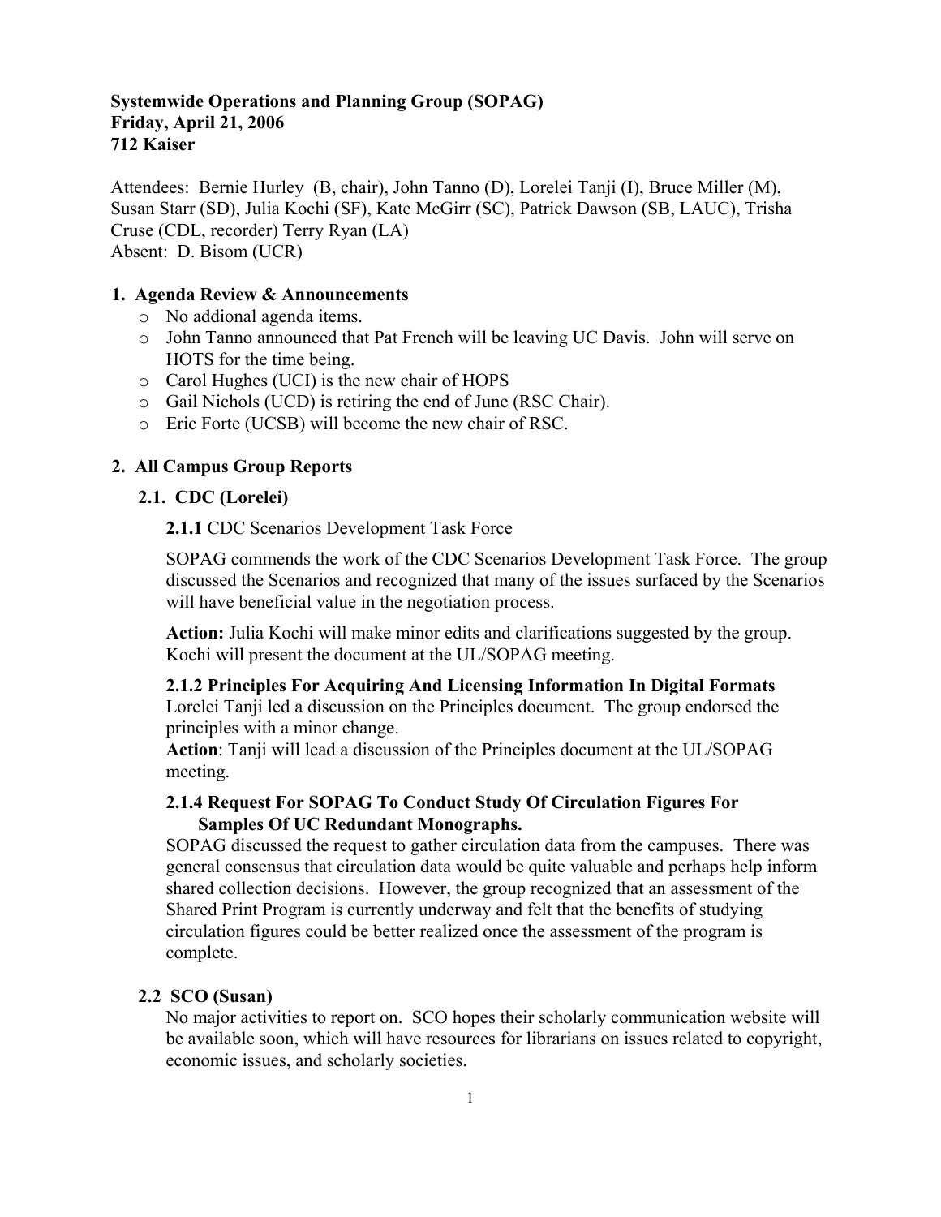**Systemwide Operations and Planning Group (SOPAG)**
**Friday, April 21, 2006**
**712 Kaiser**

Attendees: Bernie Hurley (B, chair), John Tanno (D), Lorelei Tanji (I), Bruce Miller (M), Susan Starr (SD), Julia Kochi (SF), Kate McGirr (SC), Patrick Dawson (SB, LAUC), Trisha Cruse (CDL, recorder) Terry Ryan (LA)
Absent: D. Bisom (UCR)

## 1. Agenda Review & Announcements

- No addional agenda items.
- John Tanno announced that Pat French will be leaving UC Davis. John will serve on HOTS for the time being.
- Carol Hughes (UCI) is the new chair of HOPS
- Gail Nichols (UCD) is retiring the end of June (RSC Chair).
- Eric Forte (UCSB) will become the new chair of RSC.

## 2. All Campus Group Reports

### 2.1. CDC (Lorelei)

**2.1.1** CDC Scenarios Development Task Force

SOPAG commends the work of the CDC Scenarios Development Task Force. The group discussed the Scenarios and recognized that many of the issues surfaced by the Scenarios will have beneficial value in the negotiation process.

**Action:** Julia Kochi will make minor edits and clarifications suggested by the group. Kochi will present the document at the UL/SOPAG meeting.

**2.1.2 Principles For Acquiring And Licensing Information In Digital Formats**
Lorelei Tanji led a discussion on the Principles document. The group endorsed the principles with a minor change.
**Action**: Tanji will lead a discussion of the Principles document at the UL/SOPAG meeting.

**2.1.4 Request For SOPAG To Conduct Study Of Circulation Figures For Samples Of UC Redundant Monographs.**
SOPAG discussed the request to gather circulation data from the campuses. There was general consensus that circulation data would be quite valuable and perhaps help inform shared collection decisions. However, the group recognized that an assessment of the Shared Print Program is currently underway and felt that the benefits of studying circulation figures could be better realized once the assessment of the program is complete.

### 2.2 SCO (Susan)

No major activities to report on. SCO hopes their scholarly communication website will be available soon, which will have resources for librarians on issues related to copyright, economic issues, and scholarly societies.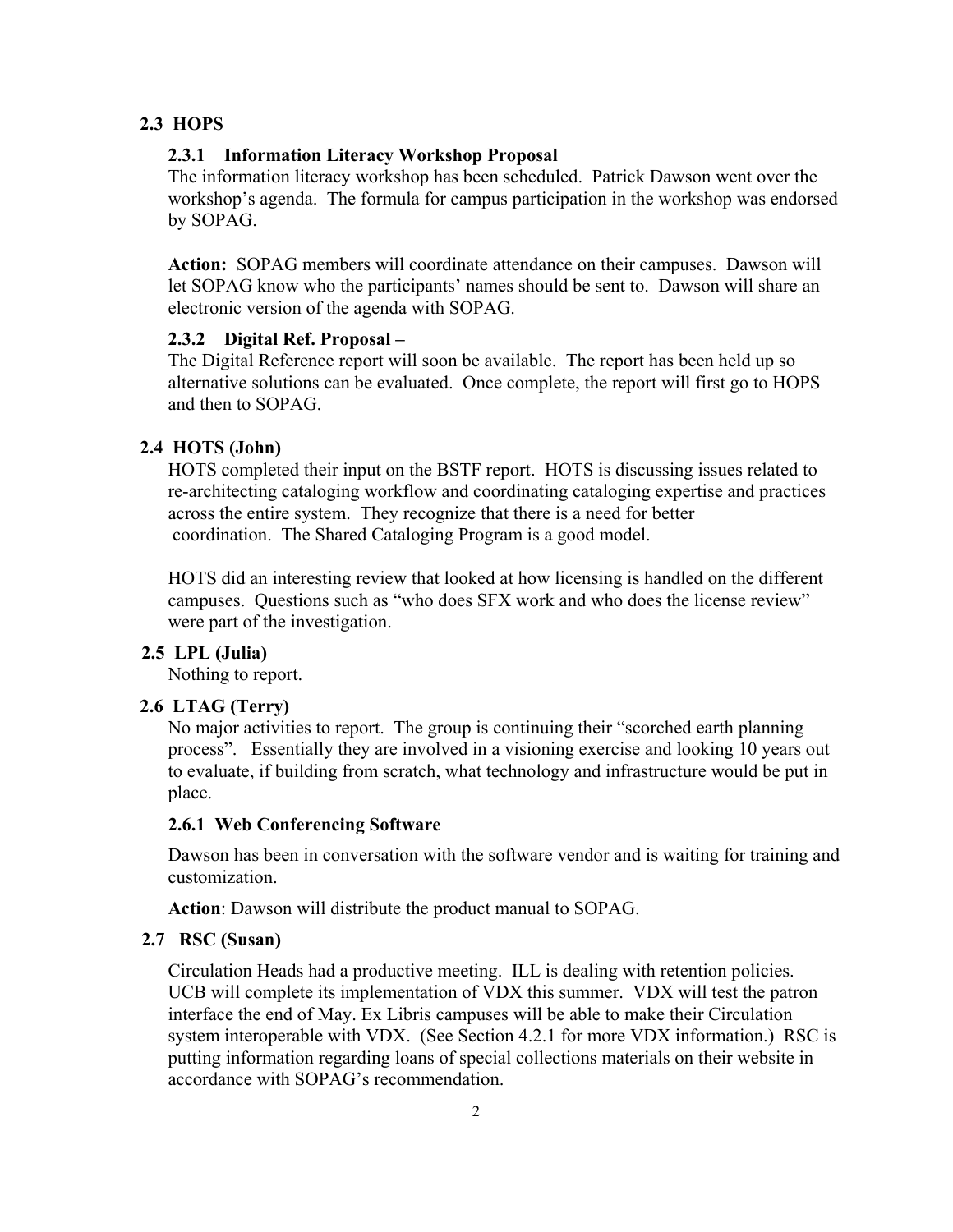## 2.3 HOPS

### 2.3.1 Information Literacy Workshop Proposal

The information literacy workshop has been scheduled. Patrick Dawson went over the workshop's agenda. The formula for campus participation in the workshop was endorsed by SOPAG.

**Action:** SOPAG members will coordinate attendance on their campuses. Dawson will let SOPAG know who the participants' names should be sent to. Dawson will share an electronic version of the agenda with SOPAG.

### 2.3.2 Digital Ref. Proposal –

The Digital Reference report will soon be available. The report has been held up so alternative solutions can be evaluated. Once complete, the report will first go to HOPS and then to SOPAG.

## 2.4 HOTS (John)

HOTS completed their input on the BSTF report. HOTS is discussing issues related to re-architecting cataloging workflow and coordinating cataloging expertise and practices across the entire system. They recognize that there is a need for better coordination. The Shared Cataloging Program is a good model.

HOTS did an interesting review that looked at how licensing is handled on the different campuses. Questions such as "who does SFX work and who does the license review" were part of the investigation.

## 2.5 LPL (Julia)

Nothing to report.

## 2.6 LTAG (Terry)

No major activities to report. The group is continuing their "scorched earth planning process". Essentially they are involved in a visioning exercise and looking 10 years out to evaluate, if building from scratch, what technology and infrastructure would be put in place.

### 2.6.1 Web Conferencing Software

Dawson has been in conversation with the software vendor and is waiting for training and customization.

**Action**: Dawson will distribute the product manual to SOPAG.

## 2.7 RSC (Susan)

Circulation Heads had a productive meeting. ILL is dealing with retention policies. UCB will complete its implementation of VDX this summer. VDX will test the patron interface the end of May. Ex Libris campuses will be able to make their Circulation system interoperable with VDX. (See Section 4.2.1 for more VDX information.) RSC is putting information regarding loans of special collections materials on their website in accordance with SOPAG's recommendation.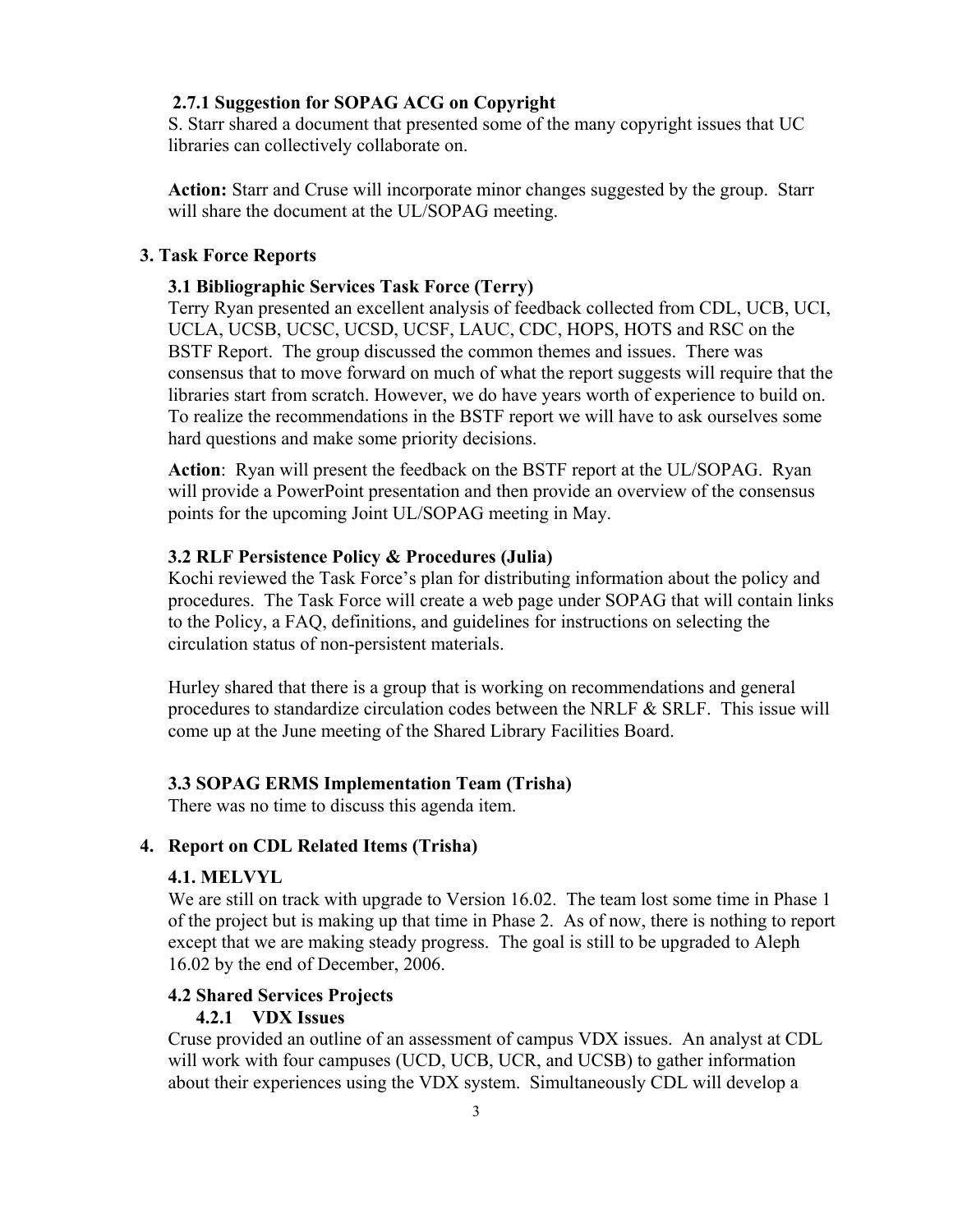#### 2.7.1 Suggestion for SOPAG ACG on Copyright

S. Starr shared a document that presented some of the many copyright issues that UC libraries can collectively collaborate on.

**Action:** Starr and Cruse will incorporate minor changes suggested by the group. Starr will share the document at the UL/SOPAG meeting.

## 3. Task Force Reports

### 3.1 Bibliographic Services Task Force (Terry)

Terry Ryan presented an excellent analysis of feedback collected from CDL, UCB, UCI, UCLA, UCSB, UCSC, UCSD, UCSF, LAUC, CDC, HOPS, HOTS and RSC on the BSTF Report. The group discussed the common themes and issues. There was consensus that to move forward on much of what the report suggests will require that the libraries start from scratch. However, we do have years worth of experience to build on. To realize the recommendations in the BSTF report we will have to ask ourselves some hard questions and make some priority decisions.

**Action**: Ryan will present the feedback on the BSTF report at the UL/SOPAG. Ryan will provide a PowerPoint presentation and then provide an overview of the consensus points for the upcoming Joint UL/SOPAG meeting in May.

### 3.2 RLF Persistence Policy & Procedures (Julia)

Kochi reviewed the Task Force's plan for distributing information about the policy and procedures. The Task Force will create a web page under SOPAG that will contain links to the Policy, a FAQ, definitions, and guidelines for instructions on selecting the circulation status of non-persistent materials.

Hurley shared that there is a group that is working on recommendations and general procedures to standardize circulation codes between the NRLF & SRLF. This issue will come up at the June meeting of the Shared Library Facilities Board.

### 3.3 SOPAG ERMS Implementation Team (Trisha)

There was no time to discuss this agenda item.

## 4. Report on CDL Related Items (Trisha)

### 4.1. MELVYL

We are still on track with upgrade to Version 16.02. The team lost some time in Phase 1 of the project but is making up that time in Phase 2. As of now, there is nothing to report except that we are making steady progress. The goal is still to be upgraded to Aleph 16.02 by the end of December, 2006.

### 4.2 Shared Services Projects

#### 4.2.1 VDX Issues

Cruse provided an outline of an assessment of campus VDX issues. An analyst at CDL will work with four campuses (UCD, UCB, UCR, and UCSB) to gather information about their experiences using the VDX system. Simultaneously CDL will develop a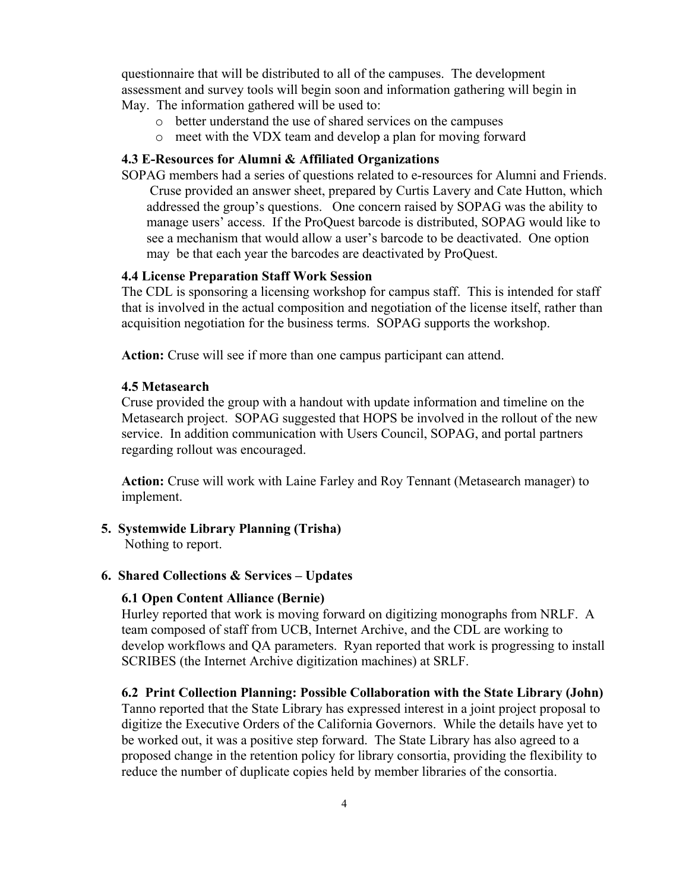questionnaire that will be distributed to all of the campuses. The development assessment and survey tools will begin soon and information gathering will begin in May. The information gathered will be used to:

- better understand the use of shared services on the campuses
- meet with the VDX team and develop a plan for moving forward

**4.3 E-Resources for Alumni & Affiliated Organizations**

SOPAG members had a series of questions related to e-resources for Alumni and Friends. Cruse provided an answer sheet, prepared by Curtis Lavery and Cate Hutton, which addressed the group's questions. One concern raised by SOPAG was the ability to manage users' access. If the ProQuest barcode is distributed, SOPAG would like to see a mechanism that would allow a user's barcode to be deactivated. One option may be that each year the barcodes are deactivated by ProQuest.

**4.4 License Preparation Staff Work Session**

The CDL is sponsoring a licensing workshop for campus staff. This is intended for staff that is involved in the actual composition and negotiation of the license itself, rather than acquisition negotiation for the business terms. SOPAG supports the workshop.

**Action:** Cruse will see if more than one campus participant can attend.

**4.5 Metasearch**

Cruse provided the group with a handout with update information and timeline on the Metasearch project. SOPAG suggested that HOPS be involved in the rollout of the new service. In addition communication with Users Council, SOPAG, and portal partners regarding rollout was encouraged.

**Action:** Cruse will work with Laine Farley and Roy Tennant (Metasearch manager) to implement.

**5. Systemwide Library Planning (Trisha)**

Nothing to report.

**6. Shared Collections & Services – Updates**

**6.1 Open Content Alliance (Bernie)**

Hurley reported that work is moving forward on digitizing monographs from NRLF. A team composed of staff from UCB, Internet Archive, and the CDL are working to develop workflows and QA parameters. Ryan reported that work is progressing to install SCRIBES (the Internet Archive digitization machines) at SRLF.

**6.2 Print Collection Planning: Possible Collaboration with the State Library (John)**

Tanno reported that the State Library has expressed interest in a joint project proposal to digitize the Executive Orders of the California Governors. While the details have yet to be worked out, it was a positive step forward. The State Library has also agreed to a proposed change in the retention policy for library consortia, providing the flexibility to reduce the number of duplicate copies held by member libraries of the consortia.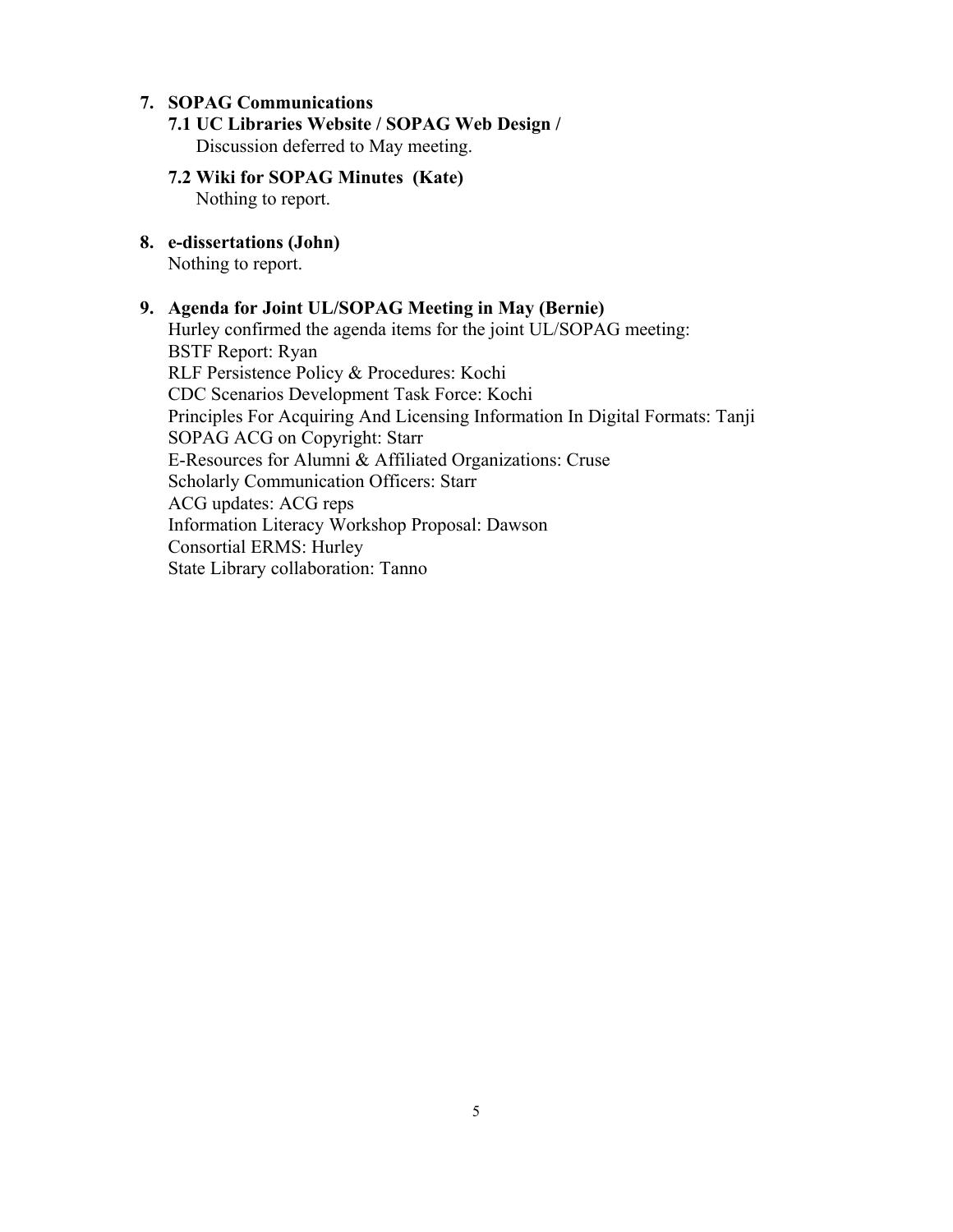**7. SOPAG Communications**

**7.1 UC Libraries Website / SOPAG Web Design /**

Discussion deferred to May meeting.

**7.2 Wiki for SOPAG Minutes (Kate)**

Nothing to report.

**8. e-dissertations (John)**

Nothing to report.

**9. Agenda for Joint UL/SOPAG Meeting in May (Bernie)**

Hurley confirmed the agenda items for the joint UL/SOPAG meeting:
BSTF Report: Ryan
RLF Persistence Policy & Procedures: Kochi
CDC Scenarios Development Task Force: Kochi
Principles For Acquiring And Licensing Information In Digital Formats: Tanji
SOPAG ACG on Copyright: Starr
E-Resources for Alumni & Affiliated Organizations: Cruse
Scholarly Communication Officers: Starr
ACG updates: ACG reps
Information Literacy Workshop Proposal: Dawson
Consortial ERMS: Hurley
State Library collaboration: Tanno